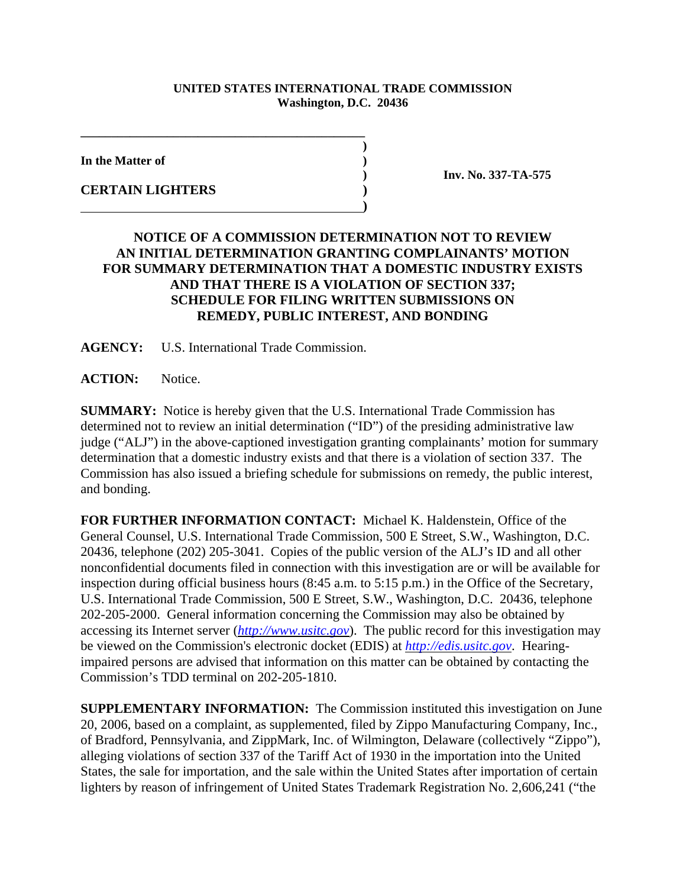**UNITED STATES INTERNATIONAL TRADE COMMISSION**
**Washington, D.C. 20436**

**In the Matter of**

**CERTAIN LIGHTERS**

**Inv. No. 337-TA-575**

## NOTICE OF A COMMISSION DETERMINATION NOT TO REVIEW AN INITIAL DETERMINATION GRANTING COMPLAINANTS' MOTION FOR SUMMARY DETERMINATION THAT A DOMESTIC INDUSTRY EXISTS AND THAT THERE IS A VIOLATION OF SECTION 337; SCHEDULE FOR FILING WRITTEN SUBMISSIONS ON REMEDY, PUBLIC INTEREST, AND BONDING

**AGENCY:** U.S. International Trade Commission.

**ACTION:** Notice.

**SUMMARY:** Notice is hereby given that the U.S. International Trade Commission has determined not to review an initial determination ("ID") of the presiding administrative law judge ("ALJ") in the above-captioned investigation granting complainants' motion for summary determination that a domestic industry exists and that there is a violation of section 337. The Commission has also issued a briefing schedule for submissions on remedy, the public interest, and bonding.

**FOR FURTHER INFORMATION CONTACT:** Michael K. Haldenstein, Office of the General Counsel, U.S. International Trade Commission, 500 E Street, S.W., Washington, D.C. 20436, telephone (202) 205-3041. Copies of the public version of the ALJ's ID and all other nonconfidential documents filed in connection with this investigation are or will be available for inspection during official business hours (8:45 a.m. to 5:15 p.m.) in the Office of the Secretary, U.S. International Trade Commission, 500 E Street, S.W., Washington, D.C. 20436, telephone 202-205-2000. General information concerning the Commission may also be obtained by accessing its Internet server (*http://www.usitc.gov*). The public record for this investigation may be viewed on the Commission's electronic docket (EDIS) at *http://edis.usitc.gov*. Hearing-impaired persons are advised that information on this matter can be obtained by contacting the Commission's TDD terminal on 202-205-1810.

**SUPPLEMENTARY INFORMATION:** The Commission instituted this investigation on June 20, 2006, based on a complaint, as supplemented, filed by Zippo Manufacturing Company, Inc., of Bradford, Pennsylvania, and ZippMark, Inc. of Wilmington, Delaware (collectively "Zippo"), alleging violations of section 337 of the Tariff Act of 1930 in the importation into the United States, the sale for importation, and the sale within the United States after importation of certain lighters by reason of infringement of United States Trademark Registration No. 2,606,241 ("the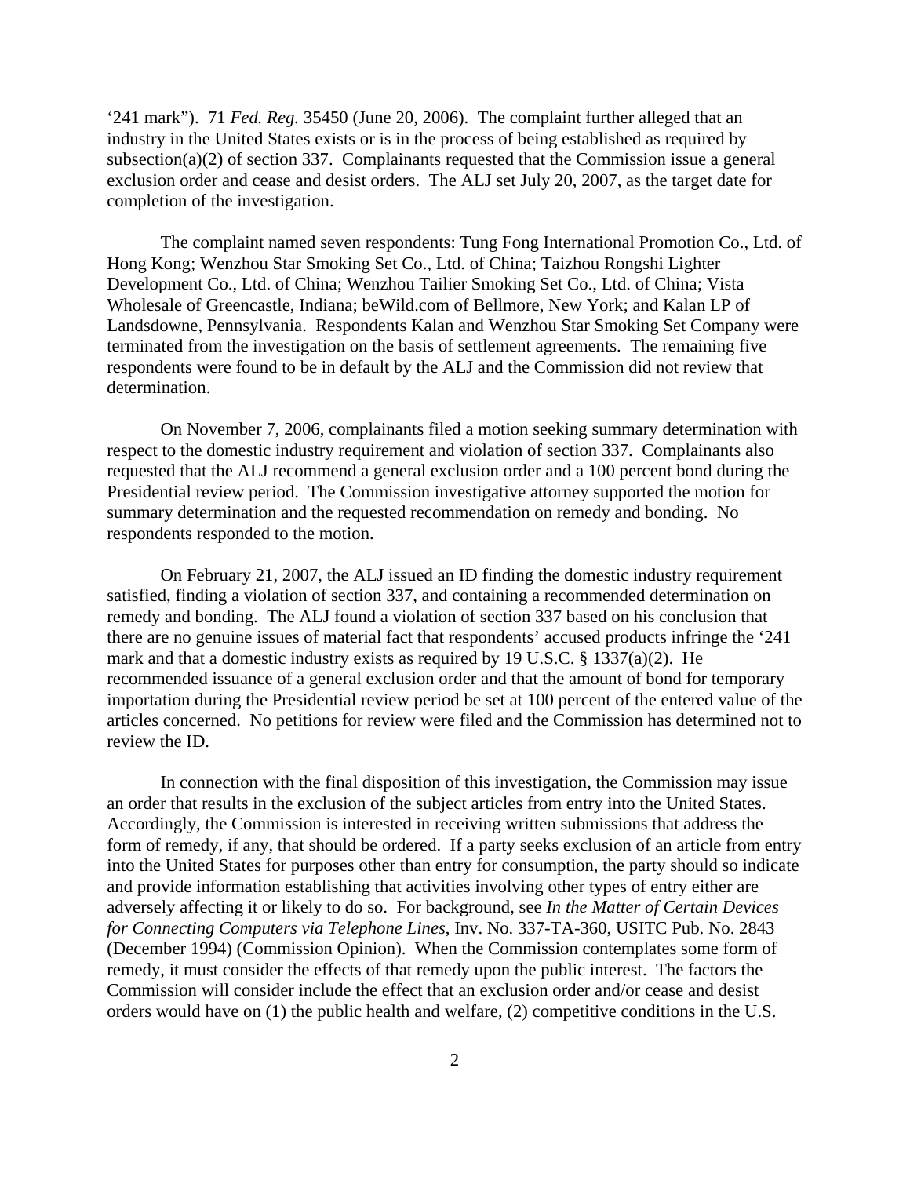'241 mark"). 71 *Fed. Reg.* 35450 (June 20, 2006). The complaint further alleged that an industry in the United States exists or is in the process of being established as required by subsection(a)(2) of section 337. Complainants requested that the Commission issue a general exclusion order and cease and desist orders. The ALJ set July 20, 2007, as the target date for completion of the investigation.

The complaint named seven respondents: Tung Fong International Promotion Co., Ltd. of Hong Kong; Wenzhou Star Smoking Set Co., Ltd. of China; Taizhou Rongshi Lighter Development Co., Ltd. of China; Wenzhou Tailier Smoking Set Co., Ltd. of China; Vista Wholesale of Greencastle, Indiana; beWild.com of Bellmore, New York; and Kalan LP of Landsdowne, Pennsylvania. Respondents Kalan and Wenzhou Star Smoking Set Company were terminated from the investigation on the basis of settlement agreements. The remaining five respondents were found to be in default by the ALJ and the Commission did not review that determination.

On November 7, 2006, complainants filed a motion seeking summary determination with respect to the domestic industry requirement and violation of section 337. Complainants also requested that the ALJ recommend a general exclusion order and a 100 percent bond during the Presidential review period. The Commission investigative attorney supported the motion for summary determination and the requested recommendation on remedy and bonding. No respondents responded to the motion.

On February 21, 2007, the ALJ issued an ID finding the domestic industry requirement satisfied, finding a violation of section 337, and containing a recommended determination on remedy and bonding. The ALJ found a violation of section 337 based on his conclusion that there are no genuine issues of material fact that respondents' accused products infringe the '241 mark and that a domestic industry exists as required by 19 U.S.C. § 1337(a)(2). He recommended issuance of a general exclusion order and that the amount of bond for temporary importation during the Presidential review period be set at 100 percent of the entered value of the articles concerned. No petitions for review were filed and the Commission has determined not to review the ID.

In connection with the final disposition of this investigation, the Commission may issue an order that results in the exclusion of the subject articles from entry into the United States. Accordingly, the Commission is interested in receiving written submissions that address the form of remedy, if any, that should be ordered. If a party seeks exclusion of an article from entry into the United States for purposes other than entry for consumption, the party should so indicate and provide information establishing that activities involving other types of entry either are adversely affecting it or likely to do so. For background, see *In the Matter of Certain Devices for Connecting Computers via Telephone Lines*, Inv. No. 337-TA-360, USITC Pub. No. 2843 (December 1994) (Commission Opinion). When the Commission contemplates some form of remedy, it must consider the effects of that remedy upon the public interest. The factors the Commission will consider include the effect that an exclusion order and/or cease and desist orders would have on (1) the public health and welfare, (2) competitive conditions in the U.S.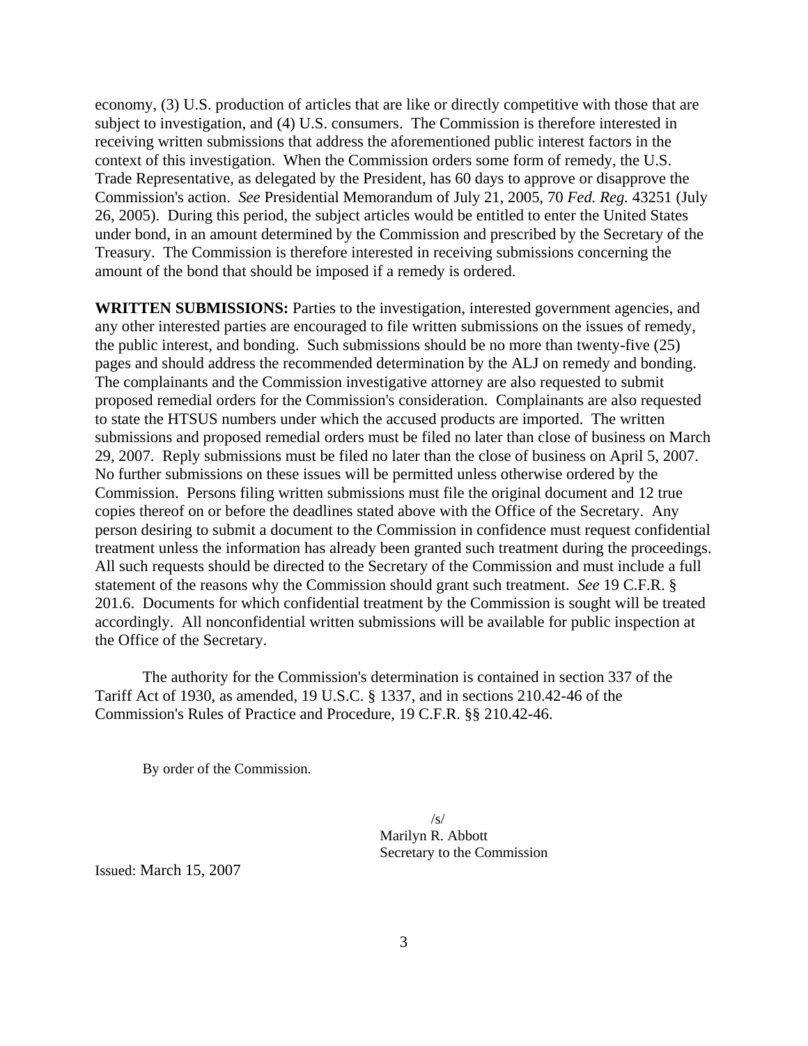economy, (3) U.S. production of articles that are like or directly competitive with those that are subject to investigation, and (4) U.S. consumers. The Commission is therefore interested in receiving written submissions that address the aforementioned public interest factors in the context of this investigation. When the Commission orders some form of remedy, the U.S. Trade Representative, as delegated by the President, has 60 days to approve or disapprove the Commission's action. *See* Presidential Memorandum of July 21, 2005, 70 *Fed. Reg.* 43251 (July 26, 2005). During this period, the subject articles would be entitled to enter the United States under bond, in an amount determined by the Commission and prescribed by the Secretary of the Treasury. The Commission is therefore interested in receiving submissions concerning the amount of the bond that should be imposed if a remedy is ordered.

**WRITTEN SUBMISSIONS:** Parties to the investigation, interested government agencies, and any other interested parties are encouraged to file written submissions on the issues of remedy, the public interest, and bonding. Such submissions should be no more than twenty-five (25) pages and should address the recommended determination by the ALJ on remedy and bonding. The complainants and the Commission investigative attorney are also requested to submit proposed remedial orders for the Commission's consideration. Complainants are also requested to state the HTSUS numbers under which the accused products are imported. The written submissions and proposed remedial orders must be filed no later than close of business on March 29, 2007. Reply submissions must be filed no later than the close of business on April 5, 2007. No further submissions on these issues will be permitted unless otherwise ordered by the Commission. Persons filing written submissions must file the original document and 12 true copies thereof on or before the deadlines stated above with the Office of the Secretary. Any person desiring to submit a document to the Commission in confidence must request confidential treatment unless the information has already been granted such treatment during the proceedings. All such requests should be directed to the Secretary of the Commission and must include a full statement of the reasons why the Commission should grant such treatment. *See* 19 C.F.R. § 201.6. Documents for which confidential treatment by the Commission is sought will be treated accordingly. All nonconfidential written submissions will be available for public inspection at the Office of the Secretary.

The authority for the Commission's determination is contained in section 337 of the Tariff Act of 1930, as amended, 19 U.S.C. § 1337, and in sections 210.42-46 of the Commission's Rules of Practice and Procedure, 19 C.F.R. §§ 210.42-46.

By order of the Commission.

/s/
Marilyn R. Abbott
Secretary to the Commission

Issued: March 15, 2007